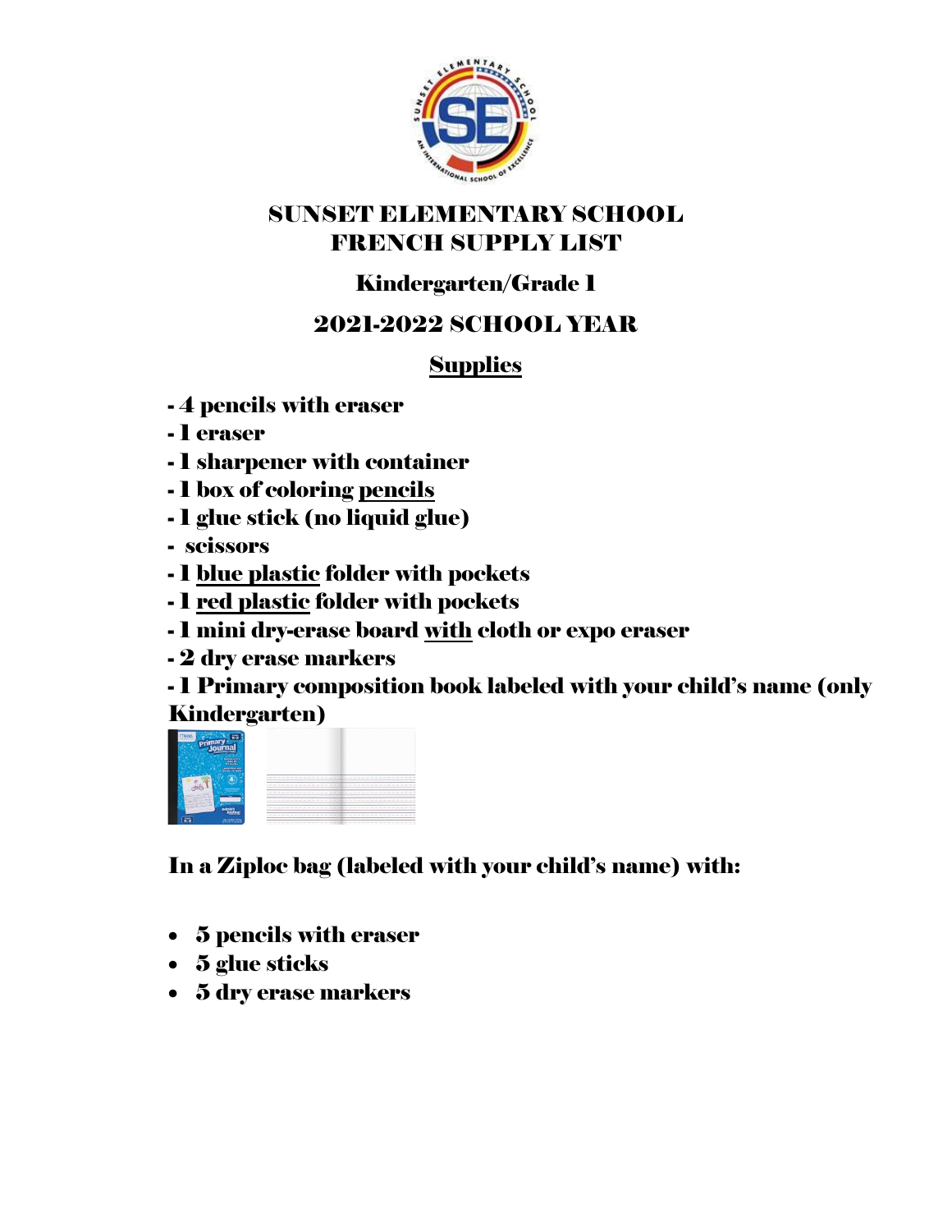# SUNSET ELEMENTARY SCHOOL
# FRENCH SUPPLY LIST

## Kindergarten/Grade 1

## 2021-2022 SCHOOL YEAR

### Supplies

- 4 pencils with eraser
- 1 eraser
- 1 sharpener with container
- 1 box of coloring pencils
- 1 glue stick (no liquid glue)
- scissors
- 1 blue plastic folder with pockets
- 1 red plastic folder with pockets
- 1 mini dry-erase board with cloth or expo eraser
- 2 dry erase markers
- 1 Primary composition book labeled with your child's name (only Kindergarten)

**In a Ziploc bag (labeled with your child's name) with:**

- 5 pencils with eraser
- 5 glue sticks
- 5 dry erase markers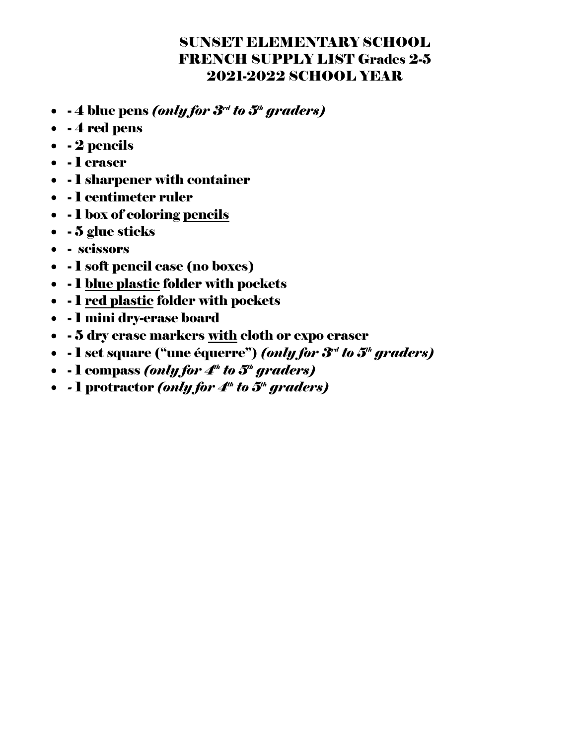# SUNSET ELEMENTARY SCHOOL
# FRENCH SUPPLY LIST Grades 2-5
# 2021-2022 SCHOOL YEAR

- **- 4 blue pens** ***(only for 3rd to 5th graders)***
- **- 4 red pens**
- **- 2 pencils**
- **- 1 eraser**
- **- 1 sharpener with container**
- **- 1 centimeter ruler**
- **- 1 box of coloring <u>pencils</u>**
- **- 5 glue sticks**
- **- scissors**
- **- 1 soft pencil case (no boxes)**
- **- 1 <u>blue plastic</u> folder with pockets**
- **- 1 <u>red plastic</u> folder with pockets**
- **- 1 mini dry-erase board**
- **- 5 dry erase markers <u>with</u> cloth or expo eraser**
- **- 1 set square ("une équerre")** ***(only for 3rd to 5th graders)***
- **- 1 compass** ***(only for 4th to 5th graders)***
- **- 1 protractor** ***(only for 4th to 5th graders)***